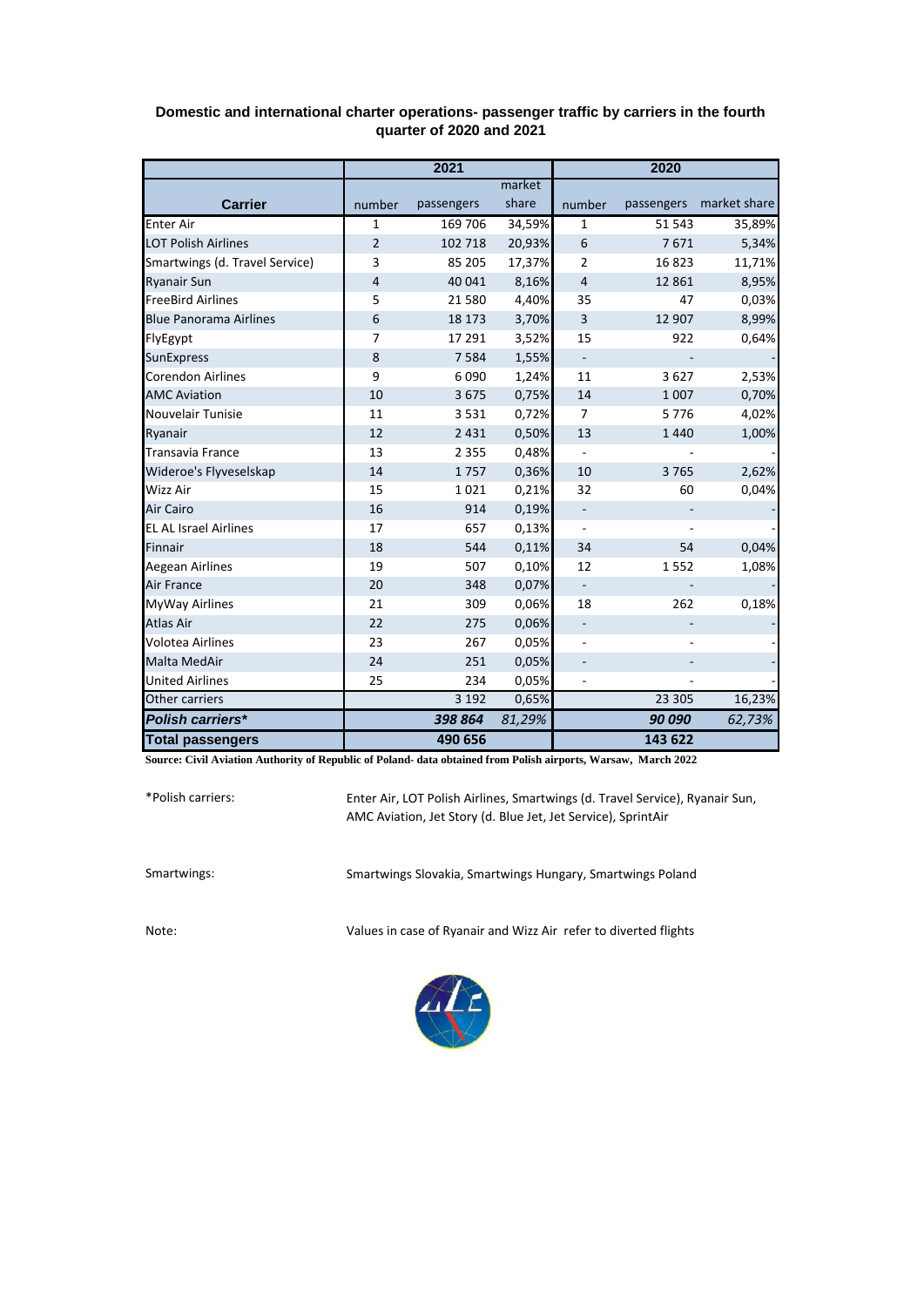**Domestic and international charter operations- passenger traffic by carriers in the fourth quarter of 2020 and 2021**

| Carrier | 2021 | | | 2020 | | |
|---|---|---|---|---|---|---|
| | number | passengers | market share | number | passengers | market share |
| Enter Air | 1 | 169 706 | 34,59% | 1 | 51 543 | 35,89% |
| LOT Polish Airlines | 2 | 102 718 | 20,93% | 6 | 7 671 | 5,34% |
| Smartwings (d. Travel Service) | 3 | 85 205 | 17,37% | 2 | 16 823 | 11,71% |
| Ryanair Sun | 4 | 40 041 | 8,16% | 4 | 12 861 | 8,95% |
| FreeBird Airlines | 5 | 21 580 | 4,40% | 35 | 47 | 0,03% |
| Blue Panorama Airlines | 6 | 18 173 | 3,70% | 3 | 12 907 | 8,99% |
| FlyEgypt | 7 | 17 291 | 3,52% | 15 | 922 | 0,64% |
| SunExpress | 8 | 7 584 | 1,55% | - | - | - |
| Corendon Airlines | 9 | 6 090 | 1,24% | 11 | 3 627 | 2,53% |
| AMC Aviation | 10 | 3 675 | 0,75% | 14 | 1 007 | 0,70% |
| Nouvelair Tunisie | 11 | 3 531 | 0,72% | 7 | 5 776 | 4,02% |
| Ryanair | 12 | 2 431 | 0,50% | 13 | 1 440 | 1,00% |
| Transavia France | 13 | 2 355 | 0,48% | - | - | - |
| Wideroe's Flyveselskap | 14 | 1 757 | 0,36% | 10 | 3 765 | 2,62% |
| Wizz Air | 15 | 1 021 | 0,21% | 32 | 60 | 0,04% |
| Air Cairo | 16 | 914 | 0,19% | - | - | - |
| EL AL Israel Airlines | 17 | 657 | 0,13% | - | - | - |
| Finnair | 18 | 544 | 0,11% | 34 | 54 | 0,04% |
| Aegean Airlines | 19 | 507 | 0,10% | 12 | 1 552 | 1,08% |
| Air France | 20 | 348 | 0,07% | - | - | - |
| MyWay Airlines | 21 | 309 | 0,06% | 18 | 262 | 0,18% |
| Atlas Air | 22 | 275 | 0,06% | - | - | - |
| Volotea Airlines | 23 | 267 | 0,05% | - | - | - |
| Malta MedAir | 24 | 251 | 0,05% | - | - | - |
| United Airlines | 25 | 234 | 0,05% | - | - | - |
| Other carriers | | 3 192 | 0,65% | | 23 305 | 16,23% |
| ***Polish carriers**** | | ***398 864*** | *81,29%* | | ***90 090*** | *62,73%* |
| **Total passengers** | | **490 656** | | | **143 622** | |

**Source: Civil Aviation Authority of Republic of Poland- data obtained from Polish airports, Warsaw, March 2022**

*Polish carriers: Enter Air, LOT Polish Airlines, Smartwings (d. Travel Service), Ryanair Sun, AMC Aviation, Jet Story (d. Blue Jet, Jet Service), SprintAir

Smartwings: Smartwings Slovakia, Smartwings Hungary, Smartwings Poland

Note: Values in case of Ryanair and Wizz Air refer to diverted flights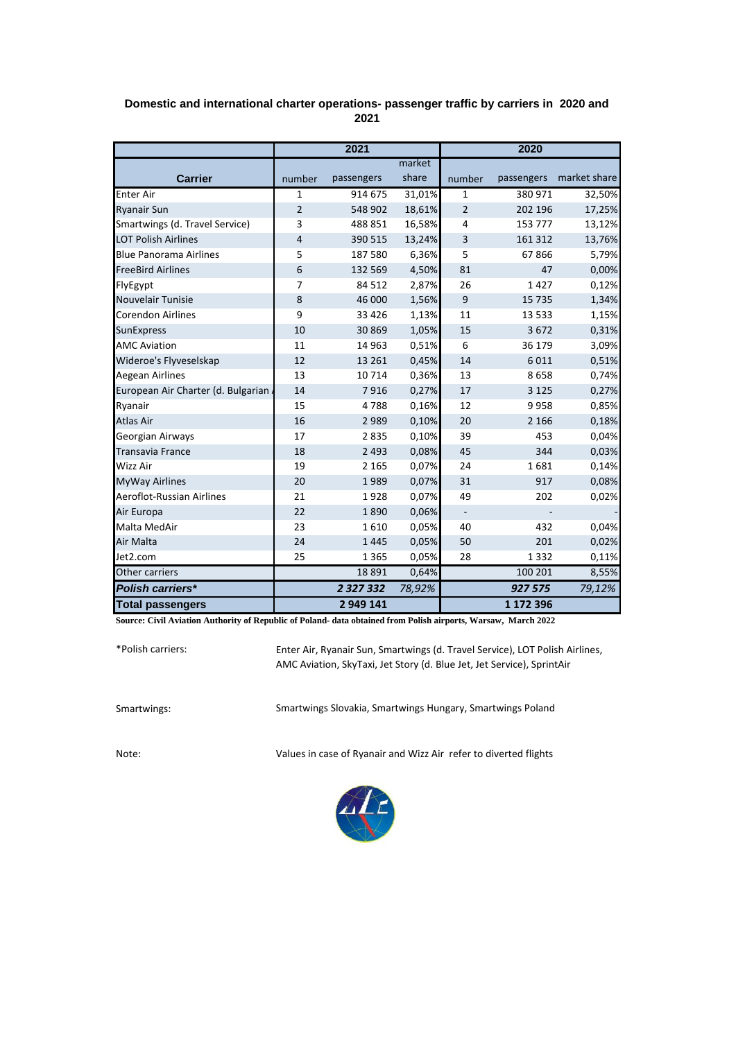**Domestic and international charter operations- passenger traffic by carriers in 2020 and 2021**

| Carrier | 2021 | | | 2020 | | |
|---|---|---|---|---|---|---|
| | number | passengers | market share | number | passengers | market share |
| Enter Air | 1 | 914 675 | 31,01% | 1 | 380 971 | 32,50% |
| Ryanair Sun | 2 | 548 902 | 18,61% | 2 | 202 196 | 17,25% |
| Smartwings (d. Travel Service) | 3 | 488 851 | 16,58% | 4 | 153 777 | 13,12% |
| LOT Polish Airlines | 4 | 390 515 | 13,24% | 3 | 161 312 | 13,76% |
| Blue Panorama Airlines | 5 | 187 580 | 6,36% | 5 | 67 866 | 5,79% |
| FreeBird Airlines | 6 | 132 569 | 4,50% | 81 | 47 | 0,00% |
| FlyEgypt | 7 | 84 512 | 2,87% | 26 | 1 427 | 0,12% |
| Nouvelair Tunisie | 8 | 46 000 | 1,56% | 9 | 15 735 | 1,34% |
| Corendon Airlines | 9 | 33 426 | 1,13% | 11 | 13 533 | 1,15% |
| SunExpress | 10 | 30 869 | 1,05% | 15 | 3 672 | 0,31% |
| AMC Aviation | 11 | 14 963 | 0,51% | 6 | 36 179 | 3,09% |
| Wideroe's Flyveselskap | 12 | 13 261 | 0,45% | 14 | 6 011 | 0,51% |
| Aegean Airlines | 13 | 10 714 | 0,36% | 13 | 8 658 | 0,74% |
| European Air Charter (d. Bulgarian | 14 | 7 916 | 0,27% | 17 | 3 125 | 0,27% |
| Ryanair | 15 | 4 788 | 0,16% | 12 | 9 958 | 0,85% |
| Atlas Air | 16 | 2 989 | 0,10% | 20 | 2 166 | 0,18% |
| Georgian Airways | 17 | 2 835 | 0,10% | 39 | 453 | 0,04% |
| Transavia France | 18 | 2 493 | 0,08% | 45 | 344 | 0,03% |
| Wizz Air | 19 | 2 165 | 0,07% | 24 | 1 681 | 0,14% |
| MyWay Airlines | 20 | 1 989 | 0,07% | 31 | 917 | 0,08% |
| Aeroflot-Russian Airlines | 21 | 1 928 | 0,07% | 49 | 202 | 0,02% |
| Air Europa | 22 | 1 890 | 0,06% | - | - | - |
| Malta MedAir | 23 | 1 610 | 0,05% | 40 | 432 | 0,04% |
| Air Malta | 24 | 1 445 | 0,05% | 50 | 201 | 0,02% |
| Jet2.com | 25 | 1 365 | 0,05% | 28 | 1 332 | 0,11% |
| Other carriers | | 18 891 | 0,64% | | 100 201 | 8,55% |
| ***Polish carriers**** | | ***2 327 332*** | *78,92%* | | ***927 575*** | *79,12%* |
| **Total passengers** | | **2 949 141** | | | **1 172 396** | |

**Source: Civil Aviation Authority of Republic of Poland- data obtained from Polish airports, Warsaw, March 2022**

*Polish carriers: Enter Air, Ryanair Sun, Smartwings (d. Travel Service), LOT Polish Airlines, AMC Aviation, SkyTaxi, Jet Story (d. Blue Jet, Jet Service), SprintAir

Smartwings: Smartwings Slovakia, Smartwings Hungary, Smartwings Poland

Note: Values in case of Ryanair and Wizz Air refer to diverted flights